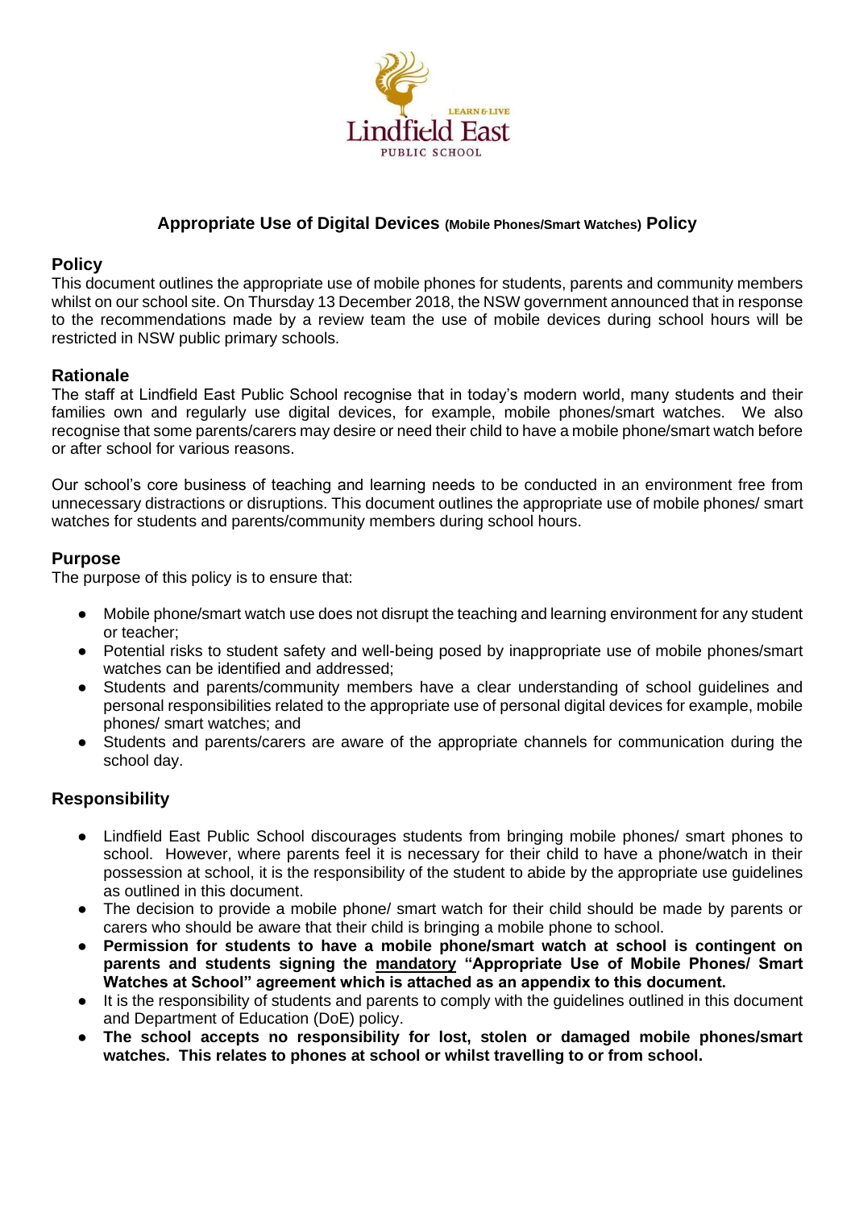Lindfield East

PUBLIC SCHOOL

LEARN & LIVE

# Appropriate Use of Digital Devices (Mobile Phones/Smart Watches) Policy

## Policy

This document outlines the appropriate use of mobile phones for students, parents and community members whilst on our school site. On Thursday 13 December 2018, the NSW government announced that in response to the recommendations made by a review team the use of mobile devices during school hours will be restricted in NSW public primary schools.

## Rationale

The staff at Lindfield East Public School recognise that in today's modern world, many students and their families own and regularly use digital devices, for example, mobile phones/smart watches. We also recognise that some parents/carers may desire or need their child to have a mobile phone/smart watch before or after school for various reasons.

Our school's core business of teaching and learning needs to be conducted in an environment free from unnecessary distractions or disruptions. This document outlines the appropriate use of mobile phones/ smart watches for students and parents/community members during school hours.

## Purpose

The purpose of this policy is to ensure that:

- Mobile phone/smart watch use does not disrupt the teaching and learning environment for any student or teacher;
- Potential risks to student safety and well-being posed by inappropriate use of mobile phones/smart watches can be identified and addressed;
- Students and parents/community members have a clear understanding of school guidelines and personal responsibilities related to the appropriate use of personal digital devices for example, mobile phones/ smart watches; and
- Students and parents/carers are aware of the appropriate channels for communication during the school day.

## Responsibility

- Lindfield East Public School discourages students from bringing mobile phones/ smart phones to school. However, where parents feel it is necessary for their child to have a phone/watch in their possession at school, it is the responsibility of the student to abide by the appropriate use guidelines as outlined in this document.
- The decision to provide a mobile phone/ smart watch for their child should be made by parents or carers who should be aware that their child is bringing a mobile phone to school.
- **Permission for students to have a mobile phone/smart watch at school is contingent on parents and students signing the <u>mandatory</u> "Appropriate Use of Mobile Phones/ Smart Watches at School" agreement which is attached as an appendix to this document.**
- It is the responsibility of students and parents to comply with the guidelines outlined in this document and Department of Education (DoE) policy.
- **The school accepts no responsibility for lost, stolen or damaged mobile phones/smart watches. This relates to phones at school or whilst travelling to or from school.**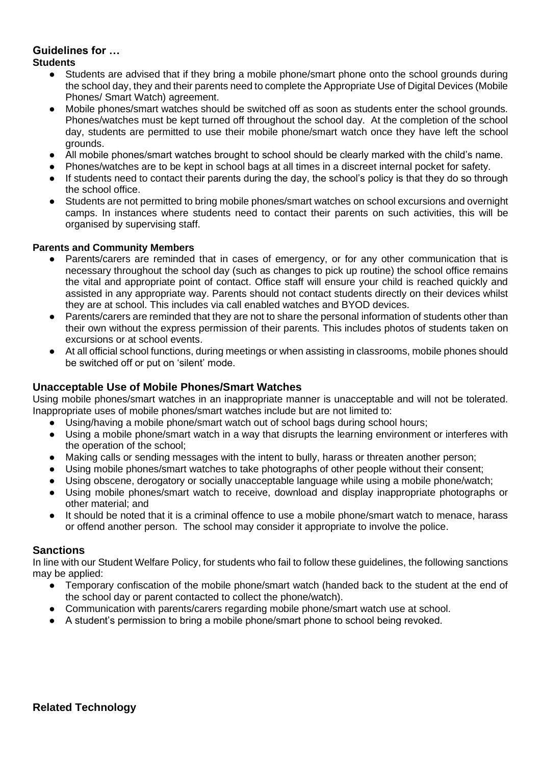## Guidelines for …

**Students**

- Students are advised that if they bring a mobile phone/smart phone onto the school grounds during the school day, they and their parents need to complete the Appropriate Use of Digital Devices (Mobile Phones/ Smart Watch) agreement.
- Mobile phones/smart watches should be switched off as soon as students enter the school grounds. Phones/watches must be kept turned off throughout the school day. At the completion of the school day, students are permitted to use their mobile phone/smart watch once they have left the school grounds.
- All mobile phones/smart watches brought to school should be clearly marked with the child's name.
- Phones/watches are to be kept in school bags at all times in a discreet internal pocket for safety.
- If students need to contact their parents during the day, the school's policy is that they do so through the school office.
- Students are not permitted to bring mobile phones/smart watches on school excursions and overnight camps. In instances where students need to contact their parents on such activities, this will be organised by supervising staff.

**Parents and Community Members**

- Parents/carers are reminded that in cases of emergency, or for any other communication that is necessary throughout the school day (such as changes to pick up routine) the school office remains the vital and appropriate point of contact. Office staff will ensure your child is reached quickly and assisted in any appropriate way. Parents should not contact students directly on their devices whilst they are at school. This includes via call enabled watches and BYOD devices.
- Parents/carers are reminded that they are not to share the personal information of students other than their own without the express permission of their parents. This includes photos of students taken on excursions or at school events.
- At all official school functions, during meetings or when assisting in classrooms, mobile phones should be switched off or put on 'silent' mode.

## Unacceptable Use of Mobile Phones/Smart Watches

Using mobile phones/smart watches in an inappropriate manner is unacceptable and will not be tolerated. Inappropriate uses of mobile phones/smart watches include but are not limited to:

- Using/having a mobile phone/smart watch out of school bags during school hours;
- Using a mobile phone/smart watch in a way that disrupts the learning environment or interferes with the operation of the school;
- Making calls or sending messages with the intent to bully, harass or threaten another person;
- Using mobile phones/smart watches to take photographs of other people without their consent;
- Using obscene, derogatory or socially unacceptable language while using a mobile phone/watch;
- Using mobile phones/smart watch to receive, download and display inappropriate photographs or other material; and
- It should be noted that it is a criminal offence to use a mobile phone/smart watch to menace, harass or offend another person. The school may consider it appropriate to involve the police.

## Sanctions

In line with our Student Welfare Policy, for students who fail to follow these guidelines, the following sanctions may be applied:

- Temporary confiscation of the mobile phone/smart watch (handed back to the student at the end of the school day or parent contacted to collect the phone/watch).
- Communication with parents/carers regarding mobile phone/smart watch use at school.
- A student's permission to bring a mobile phone/smart phone to school being revoked.

## Related Technology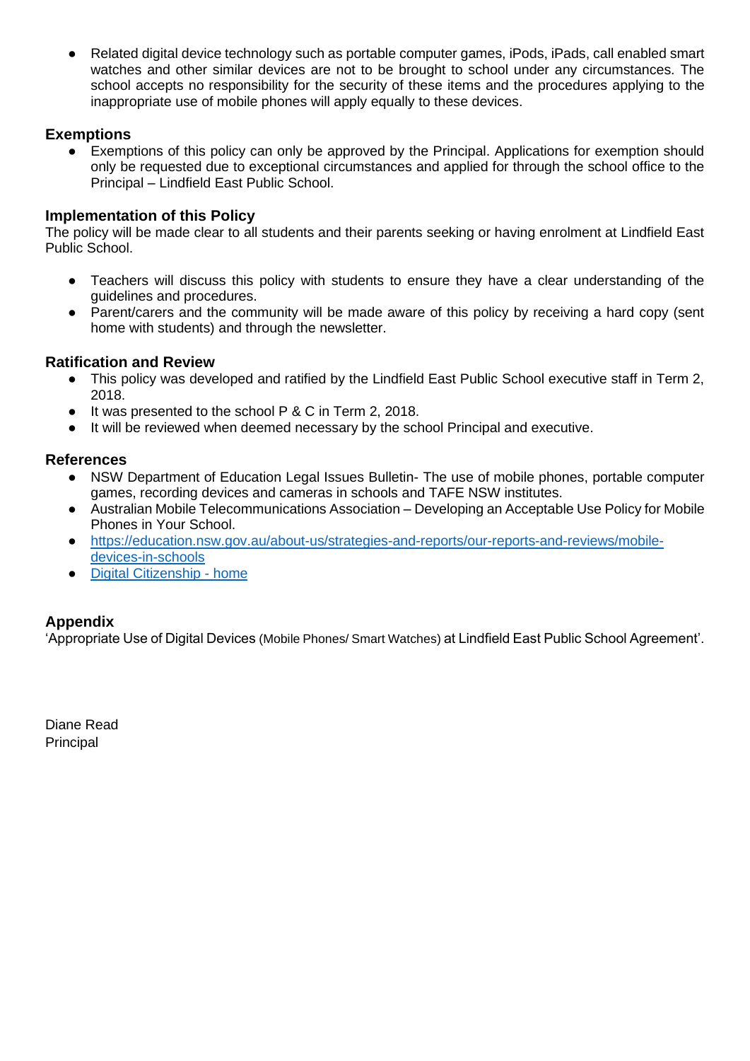- Related digital device technology such as portable computer games, iPods, iPads, call enabled smart watches and other similar devices are not to be brought to school under any circumstances. The school accepts no responsibility for the security of these items and the procedures applying to the inappropriate use of mobile phones will apply equally to these devices.

### Exemptions

- Exemptions of this policy can only be approved by the Principal. Applications for exemption should only be requested due to exceptional circumstances and applied for through the school office to the Principal – Lindfield East Public School.

### Implementation of this Policy

The policy will be made clear to all students and their parents seeking or having enrolment at Lindfield East Public School.

- Teachers will discuss this policy with students to ensure they have a clear understanding of the guidelines and procedures.
- Parent/carers and the community will be made aware of this policy by receiving a hard copy (sent home with students) and through the newsletter.

### Ratification and Review

- This policy was developed and ratified by the Lindfield East Public School executive staff in Term 2, 2018.
- It was presented to the school P & C in Term 2, 2018.
- It will be reviewed when deemed necessary by the school Principal and executive.

### References

- NSW Department of Education Legal Issues Bulletin- The use of mobile phones, portable computer games, recording devices and cameras in schools and TAFE NSW institutes.
- Australian Mobile Telecommunications Association – Developing an Acceptable Use Policy for Mobile Phones in Your School.
- [https://education.nsw.gov.au/about-us/strategies-and-reports/our-reports-and-reviews/mobile-devices-in-schools](https://education.nsw.gov.au/about-us/strategies-and-reports/our-reports-and-reviews/mobile-devices-in-schools)
- Digital Citizenship - home

### Appendix

'Appropriate Use of Digital Devices (Mobile Phones/ Smart Watches) at Lindfield East Public School Agreement'.

Diane Read
Principal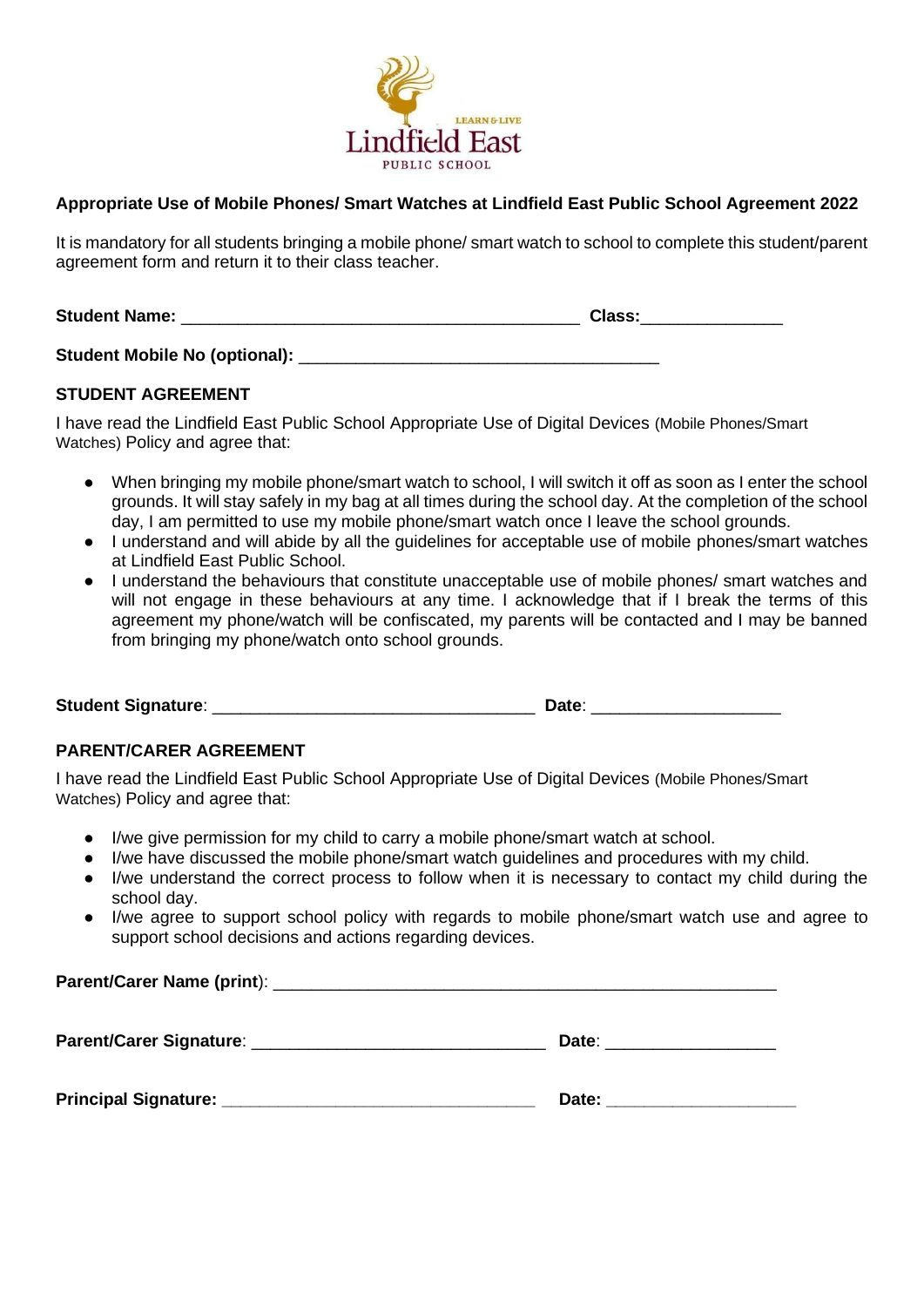**Appropriate Use of Mobile Phones/ Smart Watches at Lindfield East Public School Agreement 2022**

It is mandatory for all students bringing a mobile phone/ smart watch to school to complete this student/parent agreement form and return it to their class teacher.

**Student Name:** ___________________________________________ **Class:**_______________

**Student Mobile No (optional):** ______________________________________

## STUDENT AGREEMENT

I have read the Lindfield East Public School Appropriate Use of Digital Devices (Mobile Phones/Smart Watches) Policy and agree that:

- When bringing my mobile phone/smart watch to school, I will switch it off as soon as I enter the school grounds. It will stay safely in my bag at all times during the school day. At the completion of the school day, I am permitted to use my mobile phone/smart watch once I leave the school grounds.
- I understand and will abide by all the guidelines for acceptable use of mobile phones/smart watches at Lindfield East Public School.
- I understand the behaviours that constitute unacceptable use of mobile phones/ smart watches and will not engage in these behaviours at any time. I acknowledge that if I break the terms of this agreement my phone/watch will be confiscated, my parents will be contacted and I may be banned from bringing my phone/watch onto school grounds.

**Student Signature**: __________________________________ **Date**: ____________________

## PARENT/CARER AGREEMENT

I have read the Lindfield East Public School Appropriate Use of Digital Devices (Mobile Phones/Smart Watches) Policy and agree that:

- I/we give permission for my child to carry a mobile phone/smart watch at school.
- I/we have discussed the mobile phone/smart watch guidelines and procedures with my child.
- I/we understand the correct process to follow when it is necessary to contact my child during the school day.
- I/we agree to support school policy with regards to mobile phone/smart watch use and agree to support school decisions and actions regarding devices.

**Parent/Carer Name (print)**: _______________________________________________________

**Parent/Carer Signature**: _______________________________ **Date**: __________________

**Principal Signature:** _________________________________ **Date:** ____________________